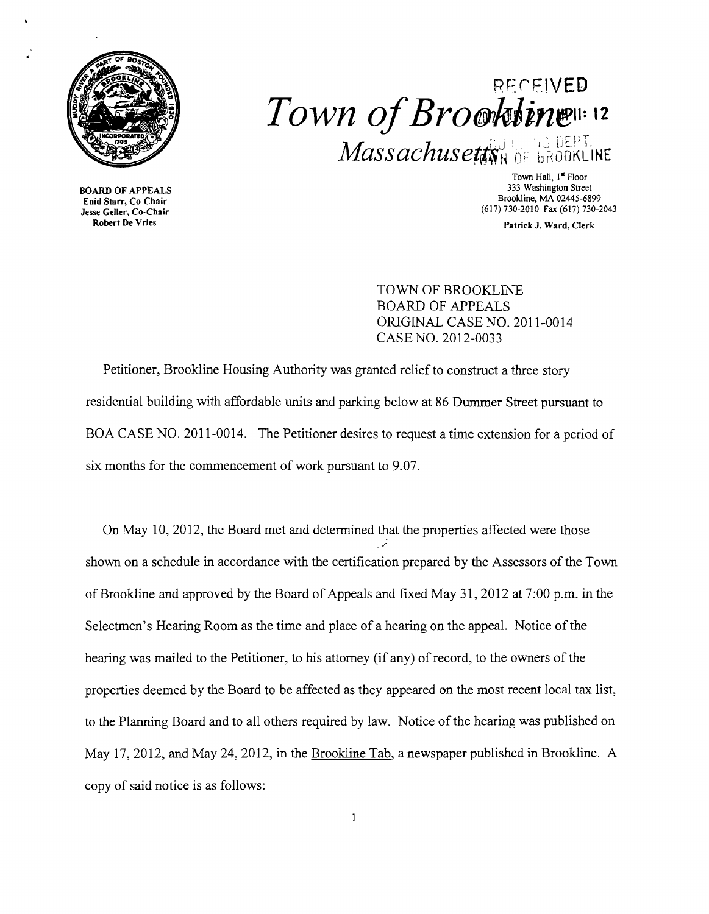# Town of Brookline

*Massachusetts*

RECEIVED

BOARD OF APPEALS
Enid Starr, Co-Chair
Jesse Geller, Co-Chair
Robert De Vries

Town Hall, 1st Floor
333 Washington Street
Brookline, MA 02445-6899
(617) 730-2010 Fax (617) 730-2043

Patrick J. Ward, Clerk

TOWN OF BROOKLINE
BOARD OF APPEALS
ORIGINAL CASE NO. 2011-0014
CASE NO. 2012-0033

Petitioner, Brookline Housing Authority was granted relief to construct a three story residential building with affordable units and parking below at 86 Dummer Street pursuant to BOA CASE NO. 2011-0014. The Petitioner desires to request a time extension for a period of six months for the commencement of work pursuant to 9.07.

On May 10, 2012, the Board met and determined that the properties affected were those shown on a schedule in accordance with the certification prepared by the Assessors of the Town of Brookline and approved by the Board of Appeals and fixed May 31, 2012 at 7:00 p.m. in the Selectmen's Hearing Room as the time and place of a hearing on the appeal. Notice of the hearing was mailed to the Petitioner, to his attorney (if any) of record, to the owners of the properties deemed by the Board to be affected as they appeared on the most recent local tax list, to the Planning Board and to all others required by law. Notice of the hearing was published on May 17, 2012, and May 24, 2012, in the Brookline Tab, a newspaper published in Brookline. A copy of said notice is as follows: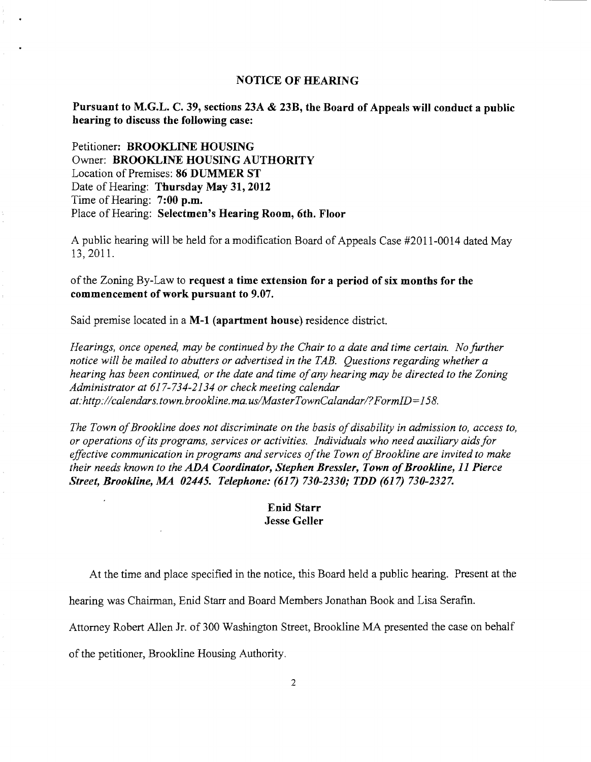## NOTICE OF HEARING

**Pursuant to M.G.L. C. 39, sections 23A & 23B, the Board of Appeals will conduct a public hearing to discuss the following case:**

Petitioner: **BROOKLINE HOUSING**
Owner: **BROOKLINE HOUSING AUTHORITY**
Location of Premises: **86 DUMMER ST**
Date of Hearing: **Thursday May 31, 2012**
Time of Hearing: **7:00 p.m.**
Place of Hearing: **Selectmen's Hearing Room, 6th. Floor**

A public hearing will be held for a modification Board of Appeals Case #2011-0014 dated May 13, 2011.

of the Zoning By-Law to **request a time extension for a period of six months for the commencement of work pursuant to 9.07.**

Said premise located in a **M-1 (apartment house)** residence district.

*Hearings, once opened, may be continued by the Chair to a date and time certain. No further notice will be mailed to abutters or advertised in the TAB. Questions regarding whether a hearing has been continued, or the date and time of any hearing may be directed to the Zoning Administrator at 617-734-2134 or check meeting calendar at:http://calendars.town.brookline.ma.us/MasterTownCalandar/?FormID=158.*

*The Town of Brookline does not discriminate on the basis of disability in admission to, access to, or operations of its programs, services or activities. Individuals who need auxiliary aids for effective communication in programs and services of the Town of Brookline are invited to make their needs known to the* ***ADA Coordinator, Stephen Bressler, Town of Brookline, 11 Pierce Street, Brookline, MA 02445. Telephone: (617) 730-2330; TDD (617) 730-2327.***

**Enid Starr**
**Jesse Geller**

At the time and place specified in the notice, this Board held a public hearing. Present at the hearing was Chairman, Enid Starr and Board Members Jonathan Book and Lisa Serafin. Attorney Robert Allen Jr. of 300 Washington Street, Brookline MA presented the case on behalf of the petitioner, Brookline Housing Authority.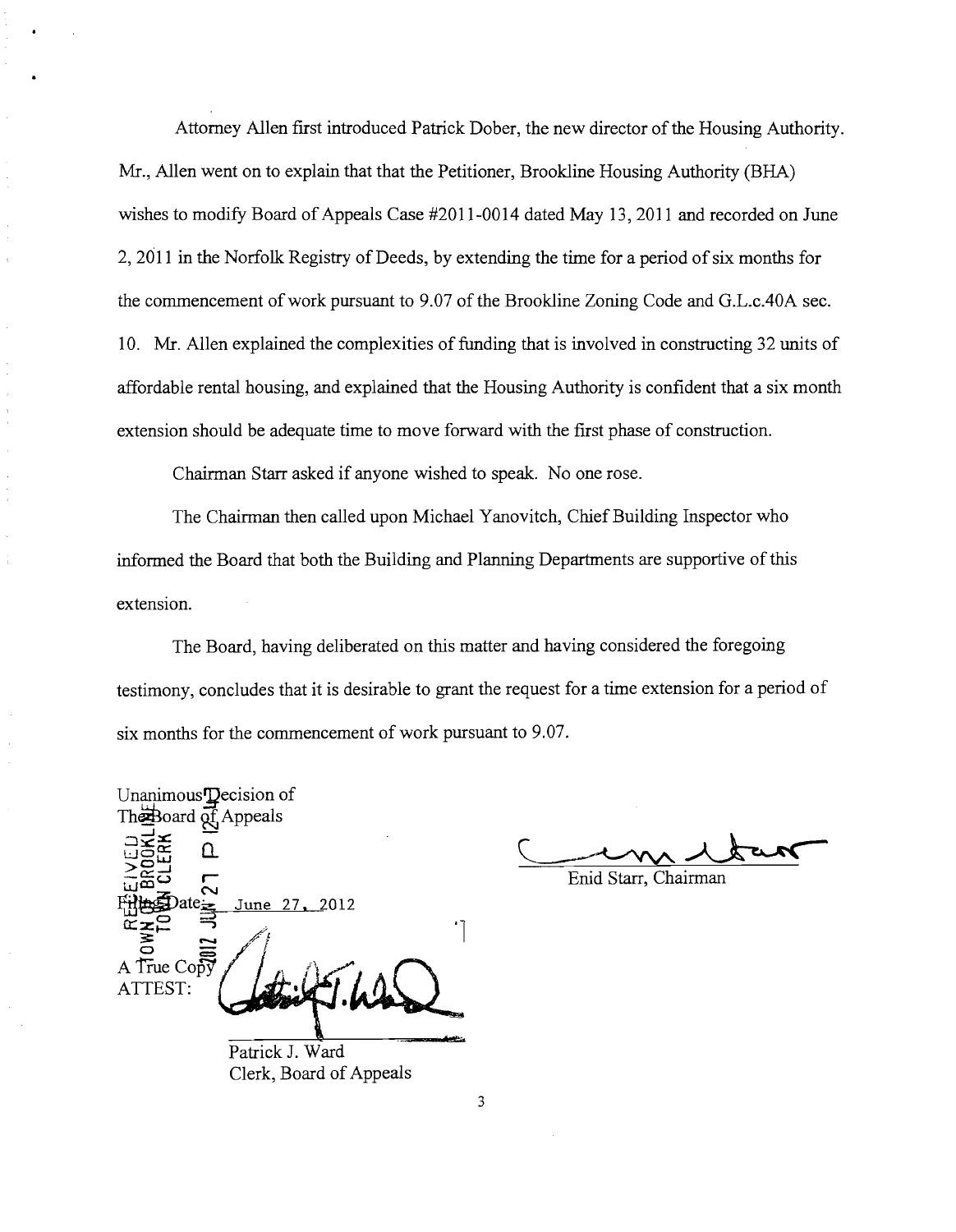Attorney Allen first introduced Patrick Dober, the new director of the Housing Authority. Mr., Allen went on to explain that that the Petitioner, Brookline Housing Authority (BHA) wishes to modify Board of Appeals Case #2011-0014 dated May 13, 2011 and recorded on June 2, 2011 in the Norfolk Registry of Deeds, by extending the time for a period of six months for the commencement of work pursuant to 9.07 of the Brookline Zoning Code and G.L.c.40A sec. 10. Mr. Allen explained the complexities of funding that is involved in constructing 32 units of affordable rental housing, and explained that the Housing Authority is confident that a six month extension should be adequate time to move forward with the first phase of construction.

Chairman Starr asked if anyone wished to speak. No one rose.

The Chairman then called upon Michael Yanovitch, Chief Building Inspector who informed the Board that both the Building and Planning Departments are supportive of this extension.

The Board, having deliberated on this matter and having considered the foregoing testimony, concludes that it is desirable to grant the request for a time extension for a period of six months for the commencement of work pursuant to 9.07.

Unanimous Decision of
The Board of Appeals

Enid Starr, Chairman

RECEIVED
TOWN OF BROOKLINE
TOWN CLERK
2012 JUN 27 P 12:41

Filing Date: June 27, 2012

A True Copy
ATTEST:

Patrick J. Ward
Clerk, Board of Appeals